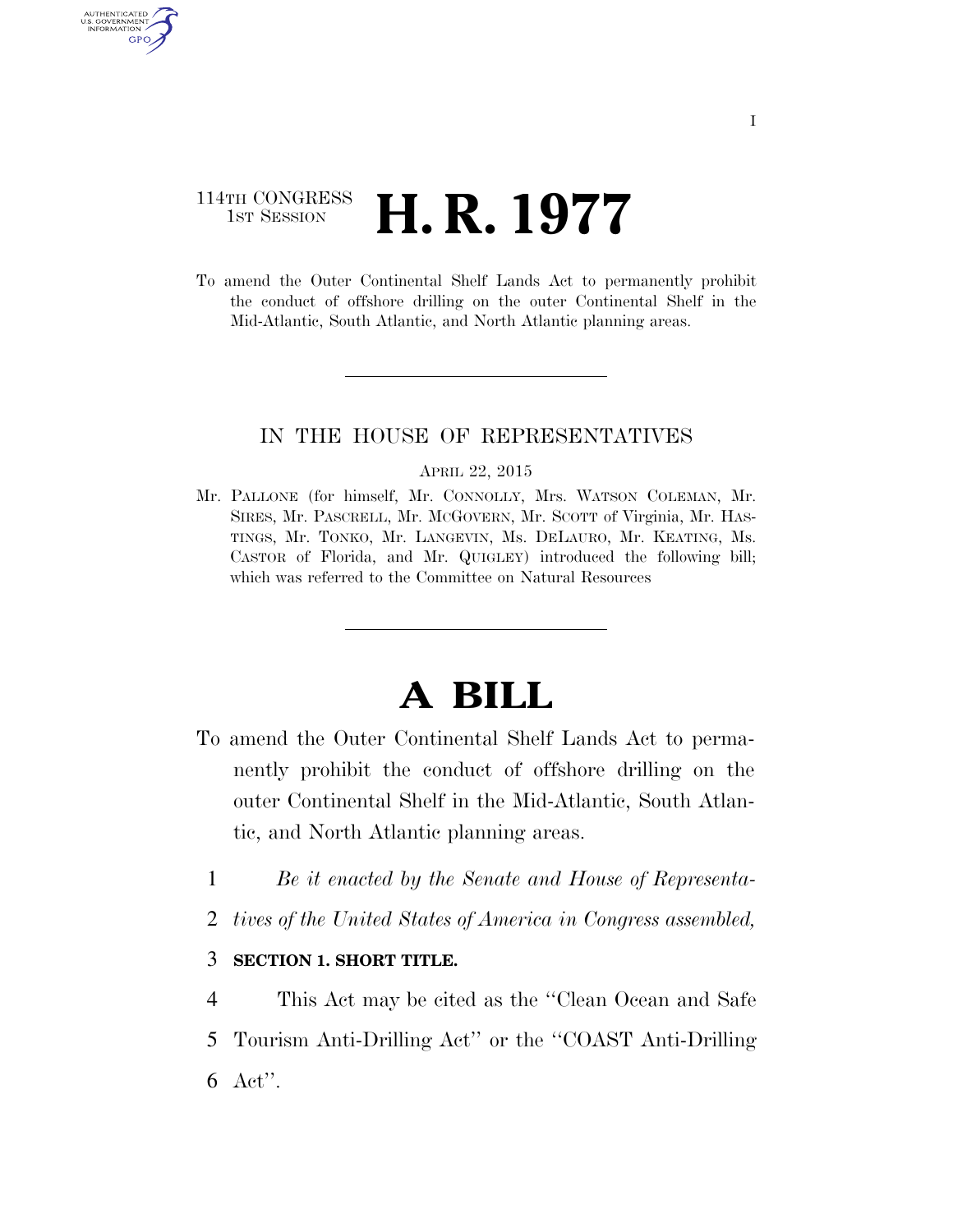114TH CONGRESS
1ST SESSION

# H. R. 1977

To amend the Outer Continental Shelf Lands Act to permanently prohibit the conduct of offshore drilling on the outer Continental Shelf in the Mid-Atlantic, South Atlantic, and North Atlantic planning areas.

---

IN THE HOUSE OF REPRESENTATIVES

APRIL 22, 2015

Mr. PALLONE (for himself, Mr. CONNOLLY, Mrs. WATSON COLEMAN, Mr. SIRES, Mr. PASCRELL, Mr. MCGOVERN, Mr. SCOTT of Virginia, Mr. HASTINGS, Mr. TONKO, Mr. LANGEVIN, Ms. DELAURO, Mr. KEATING, Ms. CASTOR of Florida, and Mr. QUIGLEY) introduced the following bill; which was referred to the Committee on Natural Resources

---

# A BILL

To amend the Outer Continental Shelf Lands Act to permanently prohibit the conduct of offshore drilling on the outer Continental Shelf in the Mid-Atlantic, South Atlantic, and North Atlantic planning areas.

1 *Be it enacted by the Senate and House of Representa-*
2 *tives of the United States of America in Congress assembled,*

3 **SECTION 1. SHORT TITLE.**

4 This Act may be cited as the ''Clean Ocean and Safe
5 Tourism Anti-Drilling Act'' or the ''COAST Anti-Drilling
6 Act''.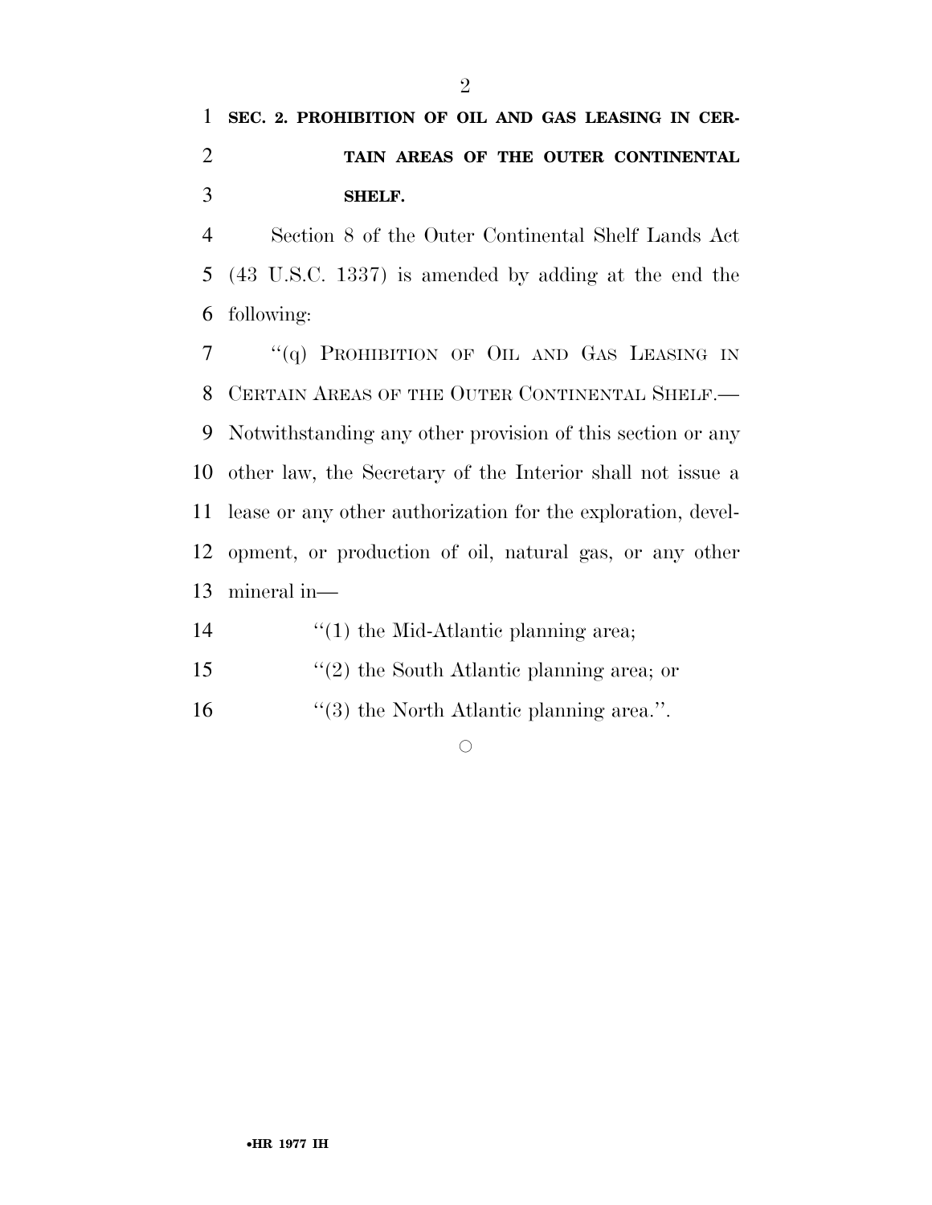**SEC. 2. PROHIBITION OF OIL AND GAS LEASING IN CERTAIN AREAS OF THE OUTER CONTINENTAL SHELF.**

Section 8 of the Outer Continental Shelf Lands Act (43 U.S.C. 1337) is amended by adding at the end the following:

"(q) PROHIBITION OF OIL AND GAS LEASING IN CERTAIN AREAS OF THE OUTER CONTINENTAL SHELF.—Notwithstanding any other provision of this section or any other law, the Secretary of the Interior shall not issue a lease or any other authorization for the exploration, development, or production of oil, natural gas, or any other mineral in—

"(1) the Mid-Atlantic planning area;

"(2) the South Atlantic planning area; or

"(3) the North Atlantic planning area.".

○